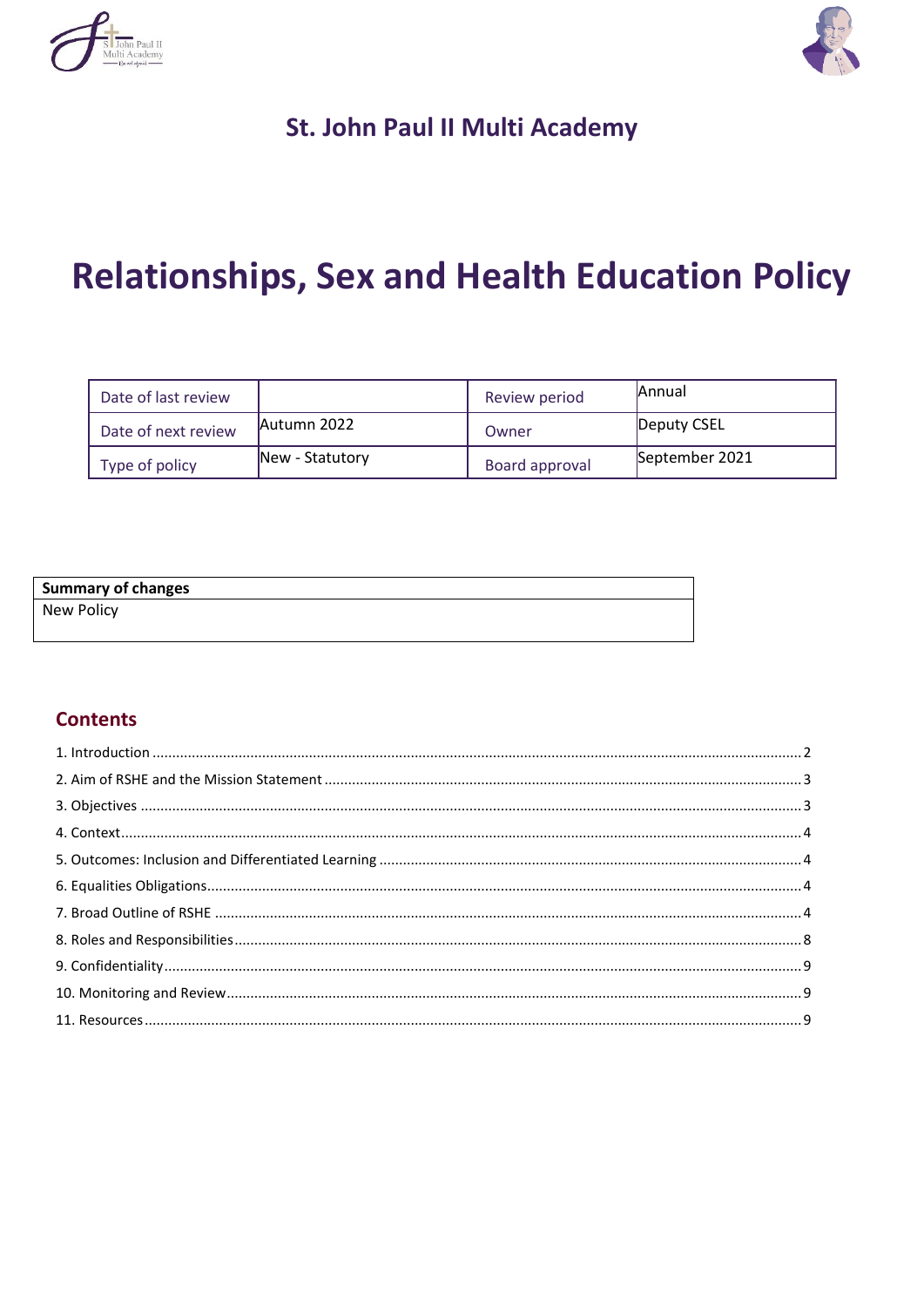## St. John Paul II Multi Academy

# Relationships, Sex and Health Education Policy

| Date of last review | | Review period | Annual |
|---|---|---|---|
| Date of next review | Autumn 2022 | Owner | Deputy CSEL |
| Type of policy | New - Statutory | Board approval | September 2021 |

| **Summary of changes** |
|---|
| New Policy |

## Contents

1. Introduction ..... 2
2. Aim of RSHE and the Mission Statement ..... 3
3. Objectives ..... 3
4. Context ..... 4
5. Outcomes: Inclusion and Differentiated Learning ..... 4
6. Equalities Obligations ..... 4
7. Broad Outline of RSHE ..... 4
8. Roles and Responsibilities ..... 8
9. Confidentiality ..... 9
10. Monitoring and Review ..... 9
11. Resources ..... 9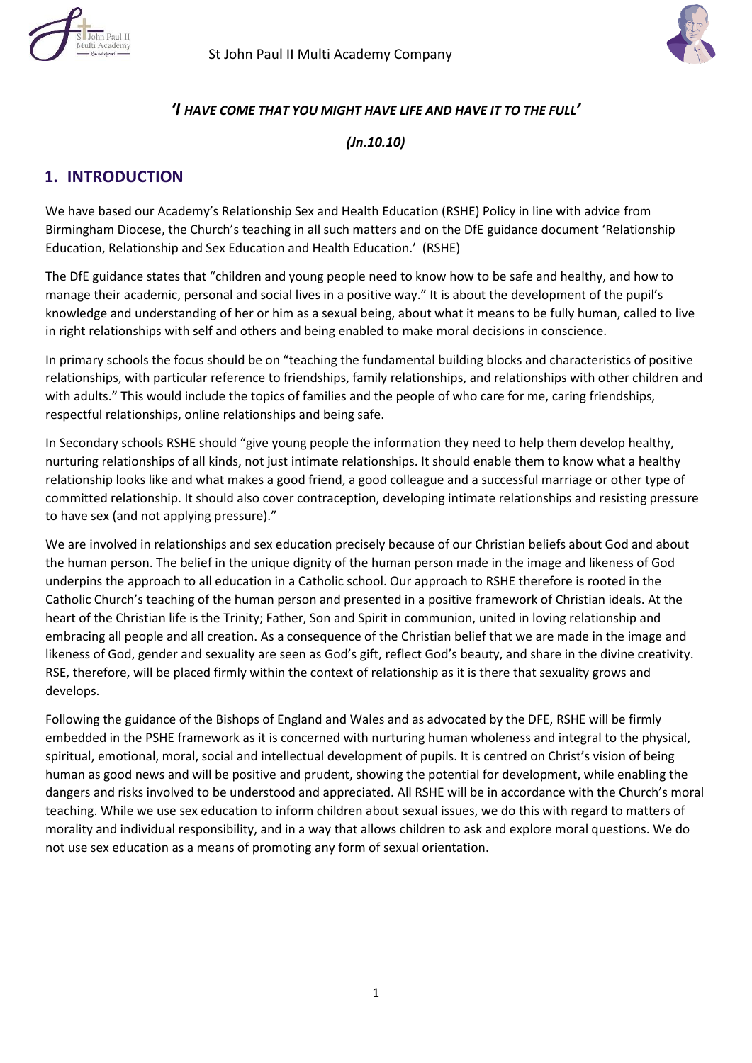*'I HAVE COME THAT YOU MIGHT HAVE LIFE AND HAVE IT TO THE FULL'*

***(Jn.10.10)***

## 1. INTRODUCTION

We have based our Academy's Relationship Sex and Health Education (RSHE) Policy in line with advice from Birmingham Diocese, the Church's teaching in all such matters and on the DfE guidance document 'Relationship Education, Relationship and Sex Education and Health Education.' (RSHE)

The DfE guidance states that "children and young people need to know how to be safe and healthy, and how to manage their academic, personal and social lives in a positive way." It is about the development of the pupil's knowledge and understanding of her or him as a sexual being, about what it means to be fully human, called to live in right relationships with self and others and being enabled to make moral decisions in conscience.

In primary schools the focus should be on "teaching the fundamental building blocks and characteristics of positive relationships, with particular reference to friendships, family relationships, and relationships with other children and with adults." This would include the topics of families and the people of who care for me, caring friendships, respectful relationships, online relationships and being safe.

In Secondary schools RSHE should "give young people the information they need to help them develop healthy, nurturing relationships of all kinds, not just intimate relationships. It should enable them to know what a healthy relationship looks like and what makes a good friend, a good colleague and a successful marriage or other type of committed relationship. It should also cover contraception, developing intimate relationships and resisting pressure to have sex (and not applying pressure)."

We are involved in relationships and sex education precisely because of our Christian beliefs about God and about the human person. The belief in the unique dignity of the human person made in the image and likeness of God underpins the approach to all education in a Catholic school. Our approach to RSHE therefore is rooted in the Catholic Church's teaching of the human person and presented in a positive framework of Christian ideals. At the heart of the Christian life is the Trinity; Father, Son and Spirit in communion, united in loving relationship and embracing all people and all creation. As a consequence of the Christian belief that we are made in the image and likeness of God, gender and sexuality are seen as God's gift, reflect God's beauty, and share in the divine creativity. RSE, therefore, will be placed firmly within the context of relationship as it is there that sexuality grows and develops.

Following the guidance of the Bishops of England and Wales and as advocated by the DFE, RSHE will be firmly embedded in the PSHE framework as it is concerned with nurturing human wholeness and integral to the physical, spiritual, emotional, moral, social and intellectual development of pupils. It is centred on Christ's vision of being human as good news and will be positive and prudent, showing the potential for development, while enabling the dangers and risks involved to be understood and appreciated. All RSHE will be in accordance with the Church's moral teaching. While we use sex education to inform children about sexual issues, we do this with regard to matters of morality and individual responsibility, and in a way that allows children to ask and explore moral questions. We do not use sex education as a means of promoting any form of sexual orientation.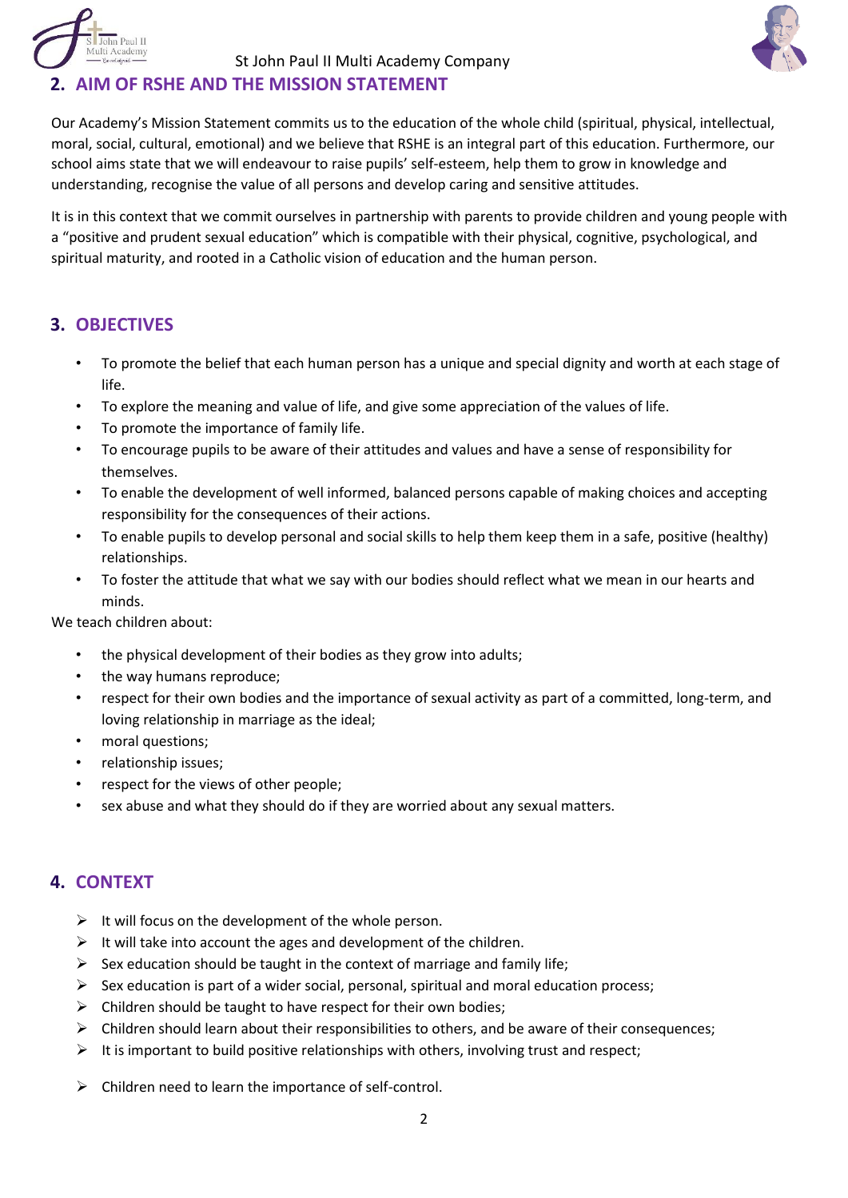## 2. AIM OF RSHE AND THE MISSION STATEMENT

Our Academy's Mission Statement commits us to the education of the whole child (spiritual, physical, intellectual, moral, social, cultural, emotional) and we believe that RSHE is an integral part of this education. Furthermore, our school aims state that we will endeavour to raise pupils' self-esteem, help them to grow in knowledge and understanding, recognise the value of all persons and develop caring and sensitive attitudes.

It is in this context that we commit ourselves in partnership with parents to provide children and young people with a "positive and prudent sexual education" which is compatible with their physical, cognitive, psychological, and spiritual maturity, and rooted in a Catholic vision of education and the human person.

## 3. OBJECTIVES

- To promote the belief that each human person has a unique and special dignity and worth at each stage of life.
- To explore the meaning and value of life, and give some appreciation of the values of life.
- To promote the importance of family life.
- To encourage pupils to be aware of their attitudes and values and have a sense of responsibility for themselves.
- To enable the development of well informed, balanced persons capable of making choices and accepting responsibility for the consequences of their actions.
- To enable pupils to develop personal and social skills to help them keep them in a safe, positive (healthy) relationships.
- To foster the attitude that what we say with our bodies should reflect what we mean in our hearts and minds.

We teach children about:

- the physical development of their bodies as they grow into adults;
- the way humans reproduce;
- respect for their own bodies and the importance of sexual activity as part of a committed, long-term, and loving relationship in marriage as the ideal;
- moral questions;
- relationship issues;
- respect for the views of other people;
- sex abuse and what they should do if they are worried about any sexual matters.

## 4. CONTEXT

- It will focus on the development of the whole person.
- It will take into account the ages and development of the children.
- Sex education should be taught in the context of marriage and family life;
- Sex education is part of a wider social, personal, spiritual and moral education process;
- Children should be taught to have respect for their own bodies;
- Children should learn about their responsibilities to others, and be aware of their consequences;
- It is important to build positive relationships with others, involving trust and respect;
- Children need to learn the importance of self-control.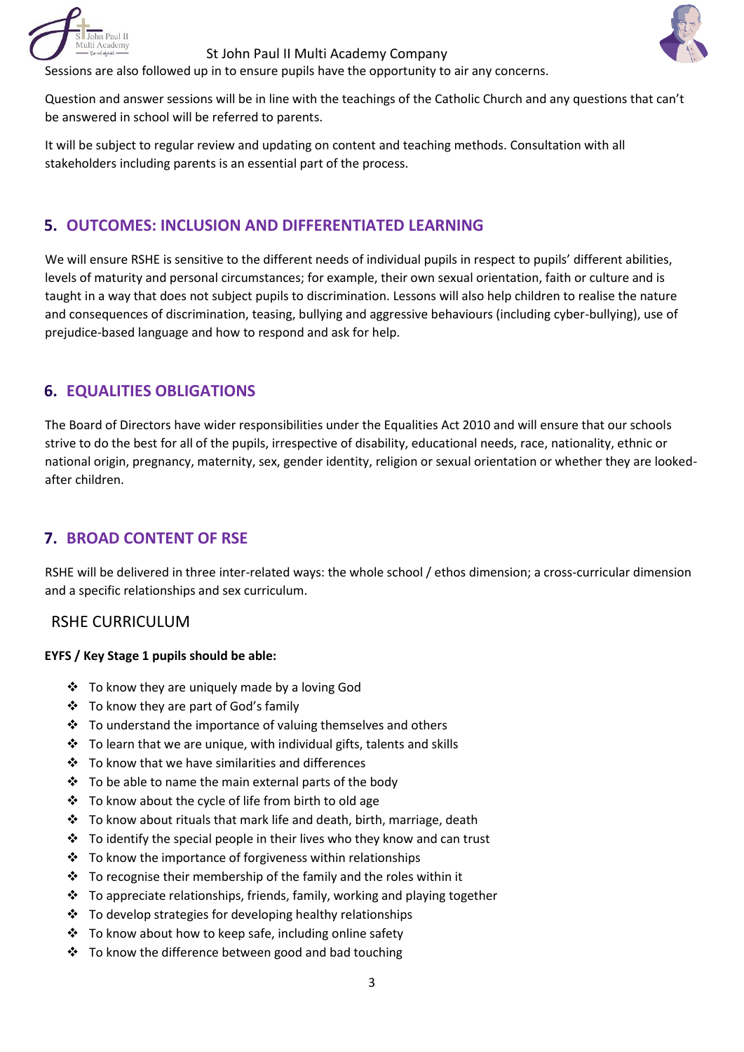Sessions are also followed up in to ensure pupils have the opportunity to air any concerns.

Question and answer sessions will be in line with the teachings of the Catholic Church and any questions that can't be answered in school will be referred to parents.

It will be subject to regular review and updating on content and teaching methods. Consultation with all stakeholders including parents is an essential part of the process.

## 5. OUTCOMES: INCLUSION AND DIFFERENTIATED LEARNING

We will ensure RSHE is sensitive to the different needs of individual pupils in respect to pupils' different abilities, levels of maturity and personal circumstances; for example, their own sexual orientation, faith or culture and is taught in a way that does not subject pupils to discrimination. Lessons will also help children to realise the nature and consequences of discrimination, teasing, bullying and aggressive behaviours (including cyber-bullying), use of prejudice-based language and how to respond and ask for help.

## 6. EQUALITIES OBLIGATIONS

The Board of Directors have wider responsibilities under the Equalities Act 2010 and will ensure that our schools strive to do the best for all of the pupils, irrespective of disability, educational needs, race, nationality, ethnic or national origin, pregnancy, maternity, sex, gender identity, religion or sexual orientation or whether they are looked-after children.

## 7. BROAD CONTENT OF RSE

RSHE will be delivered in three inter-related ways: the whole school / ethos dimension; a cross-curricular dimension and a specific relationships and sex curriculum.

### RSHE CURRICULUM

**EYFS / Key Stage 1 pupils should be able:**

- To know they are uniquely made by a loving God
- To know they are part of God's family
- To understand the importance of valuing themselves and others
- To learn that we are unique, with individual gifts, talents and skills
- To know that we have similarities and differences
- To be able to name the main external parts of the body
- To know about the cycle of life from birth to old age
- To know about rituals that mark life and death, birth, marriage, death
- To identify the special people in their lives who they know and can trust
- To know the importance of forgiveness within relationships
- To recognise their membership of the family and the roles within it
- To appreciate relationships, friends, family, working and playing together
- To develop strategies for developing healthy relationships
- To know about how to keep safe, including online safety
- To know the difference between good and bad touching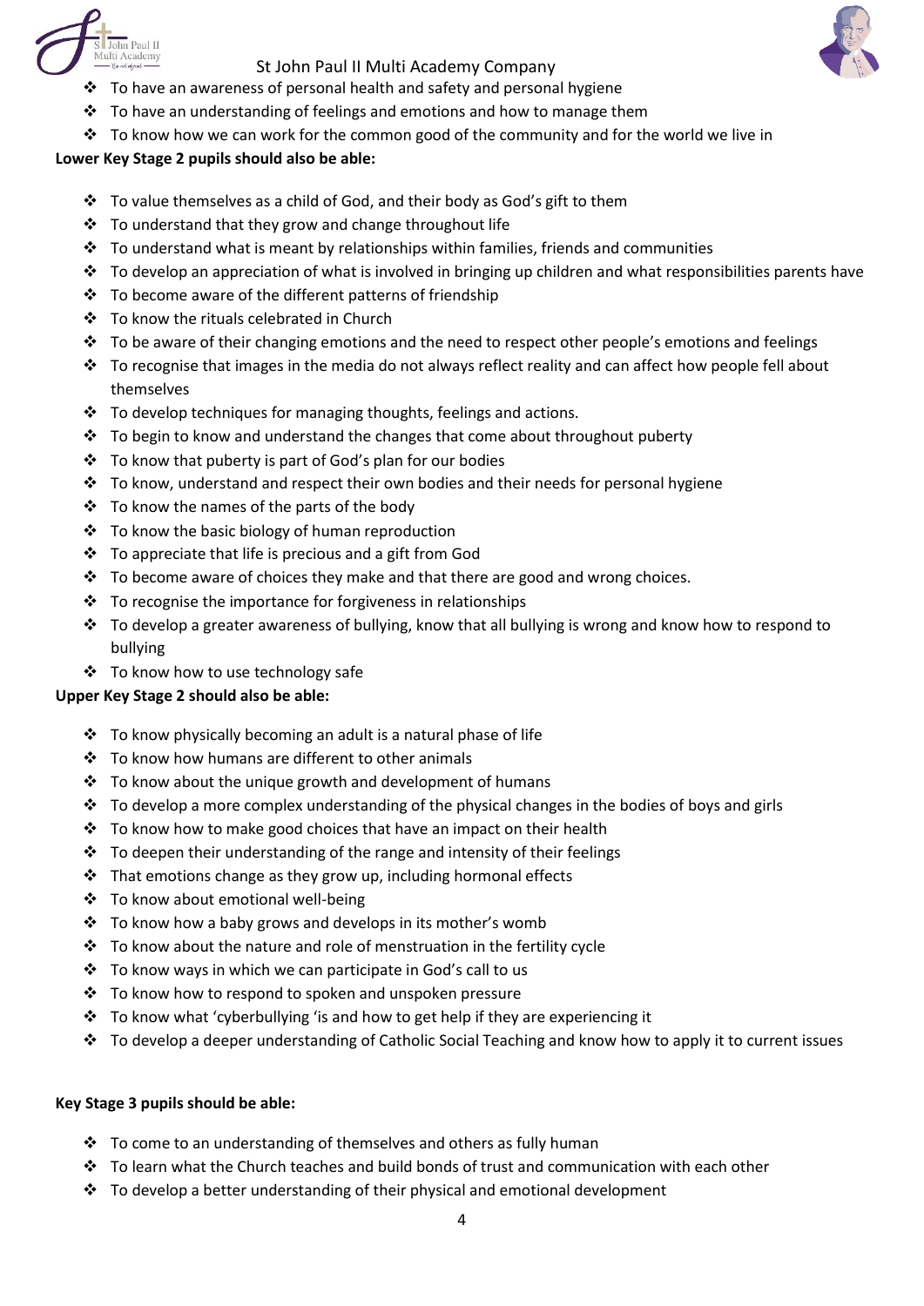- To have an awareness of personal health and safety and personal hygiene
- To have an understanding of feelings and emotions and how to manage them
- To know how we can work for the common good of the community and for the world we live in

**Lower Key Stage 2 pupils should also be able:**

- To value themselves as a child of God, and their body as God's gift to them
- To understand that they grow and change throughout life
- To understand what is meant by relationships within families, friends and communities
- To develop an appreciation of what is involved in bringing up children and what responsibilities parents have
- To become aware of the different patterns of friendship
- To know the rituals celebrated in Church
- To be aware of their changing emotions and the need to respect other people's emotions and feelings
- To recognise that images in the media do not always reflect reality and can affect how people fell about themselves
- To develop techniques for managing thoughts, feelings and actions.
- To begin to know and understand the changes that come about throughout puberty
- To know that puberty is part of God's plan for our bodies
- To know, understand and respect their own bodies and their needs for personal hygiene
- To know the names of the parts of the body
- To know the basic biology of human reproduction
- To appreciate that life is precious and a gift from God
- To become aware of choices they make and that there are good and wrong choices.
- To recognise the importance for forgiveness in relationships
- To develop a greater awareness of bullying, know that all bullying is wrong and know how to respond to bullying
- To know how to use technology safe

**Upper Key Stage 2 should also be able:**

- To know physically becoming an adult is a natural phase of life
- To know how humans are different to other animals
- To know about the unique growth and development of humans
- To develop a more complex understanding of the physical changes in the bodies of boys and girls
- To know how to make good choices that have an impact on their health
- To deepen their understanding of the range and intensity of their feelings
- That emotions change as they grow up, including hormonal effects
- To know about emotional well-being
- To know how a baby grows and develops in its mother's womb
- To know about the nature and role of menstruation in the fertility cycle
- To know ways in which we can participate in God's call to us
- To know how to respond to spoken and unspoken pressure
- To know what 'cyberbullying 'is and how to get help if they are experiencing it
- To develop a deeper understanding of Catholic Social Teaching and know how to apply it to current issues

**Key Stage 3 pupils should be able:**

- To come to an understanding of themselves and others as fully human
- To learn what the Church teaches and build bonds of trust and communication with each other
- To develop a better understanding of their physical and emotional development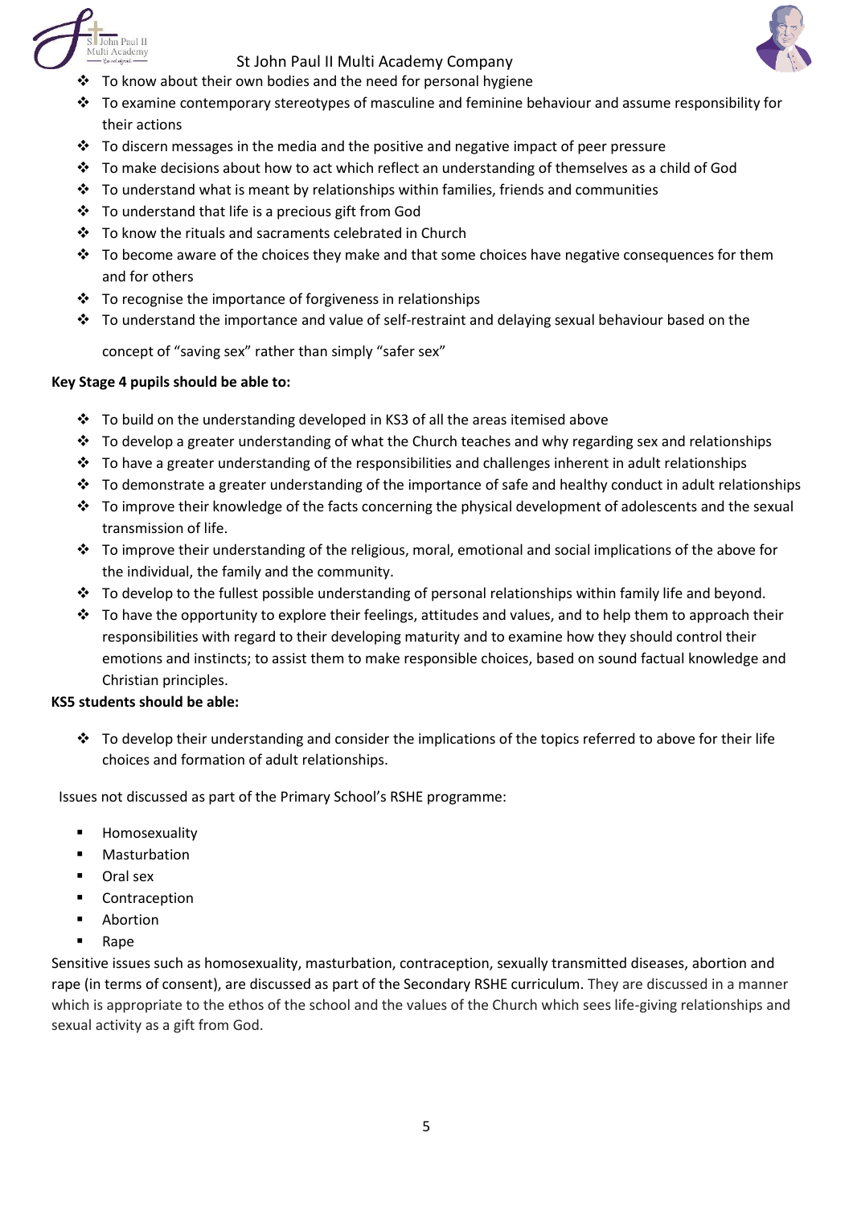- To know about their own bodies and the need for personal hygiene
- To examine contemporary stereotypes of masculine and feminine behaviour and assume responsibility for their actions
- To discern messages in the media and the positive and negative impact of peer pressure
- To make decisions about how to act which reflect an understanding of themselves as a child of God
- To understand what is meant by relationships within families, friends and communities
- To understand that life is a precious gift from God
- To know the rituals and sacraments celebrated in Church
- To become aware of the choices they make and that some choices have negative consequences for them and for others
- To recognise the importance of forgiveness in relationships
- To understand the importance and value of self-restraint and delaying sexual behaviour based on the

  concept of "saving sex" rather than simply "safer sex"

**Key Stage 4 pupils should be able to:**

- To build on the understanding developed in KS3 of all the areas itemised above
- To develop a greater understanding of what the Church teaches and why regarding sex and relationships
- To have a greater understanding of the responsibilities and challenges inherent in adult relationships
- To demonstrate a greater understanding of the importance of safe and healthy conduct in adult relationships
- To improve their knowledge of the facts concerning the physical development of adolescents and the sexual transmission of life.
- To improve their understanding of the religious, moral, emotional and social implications of the above for the individual, the family and the community.
- To develop to the fullest possible understanding of personal relationships within family life and beyond.
- To have the opportunity to explore their feelings, attitudes and values, and to help them to approach their responsibilities with regard to their developing maturity and to examine how they should control their emotions and instincts; to assist them to make responsible choices, based on sound factual knowledge and Christian principles.

**KS5 students should be able:**

- To develop their understanding and consider the implications of the topics referred to above for their life choices and formation of adult relationships.

Issues not discussed as part of the Primary School's RSHE programme:

- Homosexuality
- Masturbation
- Oral sex
- Contraception
- Abortion
- Rape

Sensitive issues such as homosexuality, masturbation, contraception, sexually transmitted diseases, abortion and rape (in terms of consent), are discussed as part of the Secondary RSHE curriculum. They are discussed in a manner which is appropriate to the ethos of the school and the values of the Church which sees life-giving relationships and sexual activity as a gift from God.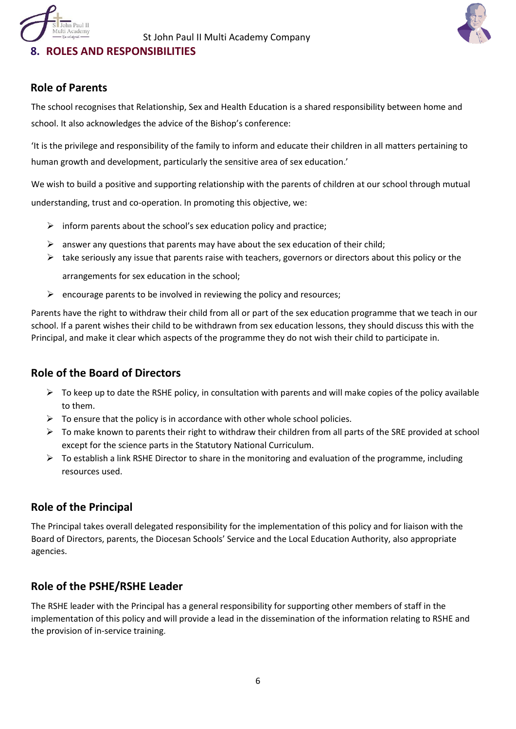## 8. ROLES AND RESPONSIBILITIES

### Role of Parents

The school recognises that Relationship, Sex and Health Education is a shared responsibility between home and school. It also acknowledges the advice of the Bishop's conference:

'It is the privilege and responsibility of the family to inform and educate their children in all matters pertaining to human growth and development, particularly the sensitive area of sex education.'

We wish to build a positive and supporting relationship with the parents of children at our school through mutual understanding, trust and co-operation. In promoting this objective, we:

- inform parents about the school's sex education policy and practice;
- answer any questions that parents may have about the sex education of their child;
- take seriously any issue that parents raise with teachers, governors or directors about this policy or the arrangements for sex education in the school;
- encourage parents to be involved in reviewing the policy and resources;

Parents have the right to withdraw their child from all or part of the sex education programme that we teach in our school. If a parent wishes their child to be withdrawn from sex education lessons, they should discuss this with the Principal, and make it clear which aspects of the programme they do not wish their child to participate in.

### Role of the Board of Directors

- To keep up to date the RSHE policy, in consultation with parents and will make copies of the policy available to them.
- To ensure that the policy is in accordance with other whole school policies.
- To make known to parents their right to withdraw their children from all parts of the SRE provided at school except for the science parts in the Statutory National Curriculum.
- To establish a link RSHE Director to share in the monitoring and evaluation of the programme, including resources used.

### Role of the Principal

The Principal takes overall delegated responsibility for the implementation of this policy and for liaison with the Board of Directors, parents, the Diocesan Schools' Service and the Local Education Authority, also appropriate agencies.

### Role of the PSHE/RSHE Leader

The RSHE leader with the Principal has a general responsibility for supporting other members of staff in the implementation of this policy and will provide a lead in the dissemination of the information relating to RSHE and the provision of in-service training.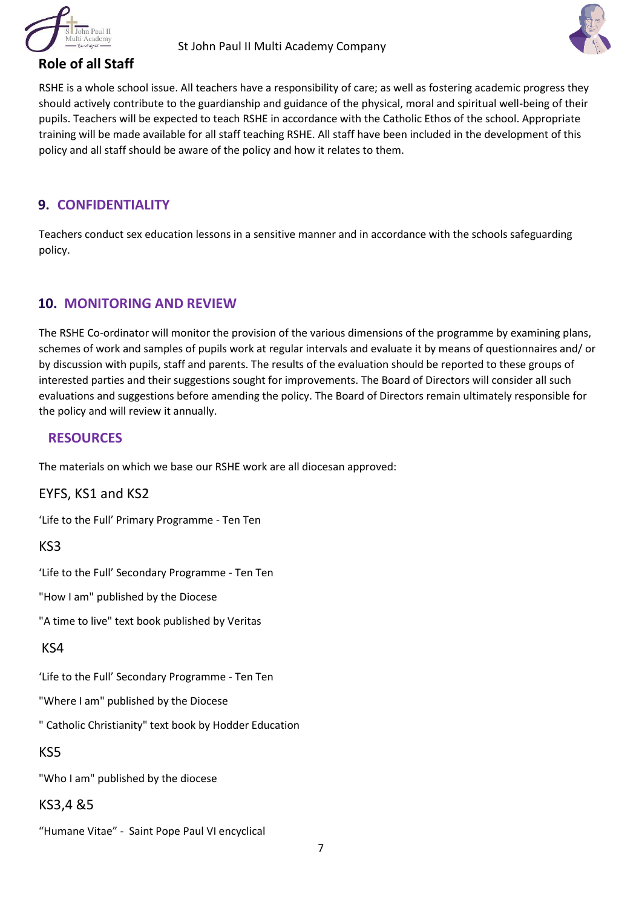### Role of all Staff

RSHE is a whole school issue. All teachers have a responsibility of care; as well as fostering academic progress they should actively contribute to the guardianship and guidance of the physical, moral and spiritual well-being of their pupils. Teachers will be expected to teach RSHE in accordance with the Catholic Ethos of the school. Appropriate training will be made available for all staff teaching RSHE. All staff have been included in the development of this policy and all staff should be aware of the policy and how it relates to them.

## 9. CONFIDENTIALITY

Teachers conduct sex education lessons in a sensitive manner and in accordance with the schools safeguarding policy.

## 10. MONITORING AND REVIEW

The RSHE Co-ordinator will monitor the provision of the various dimensions of the programme by examining plans, schemes of work and samples of pupils work at regular intervals and evaluate it by means of questionnaires and/ or by discussion with pupils, staff and parents. The results of the evaluation should be reported to these groups of interested parties and their suggestions sought for improvements. The Board of Directors will consider all such evaluations and suggestions before amending the policy. The Board of Directors remain ultimately responsible for the policy and will review it annually.

## RESOURCES

The materials on which we base our RSHE work are all diocesan approved:

### EYFS, KS1 and KS2

'Life to the Full' Primary Programme - Ten Ten

### KS3

'Life to the Full' Secondary Programme - Ten Ten

"How I am" published by the Diocese

"A time to live" text book published by Veritas

### KS4

'Life to the Full' Secondary Programme - Ten Ten

"Where I am" published by the Diocese

" Catholic Christianity" text book by Hodder Education

### KS5

"Who I am" published by the diocese

### KS3,4 &5

"Humane Vitae" - Saint Pope Paul VI encyclical